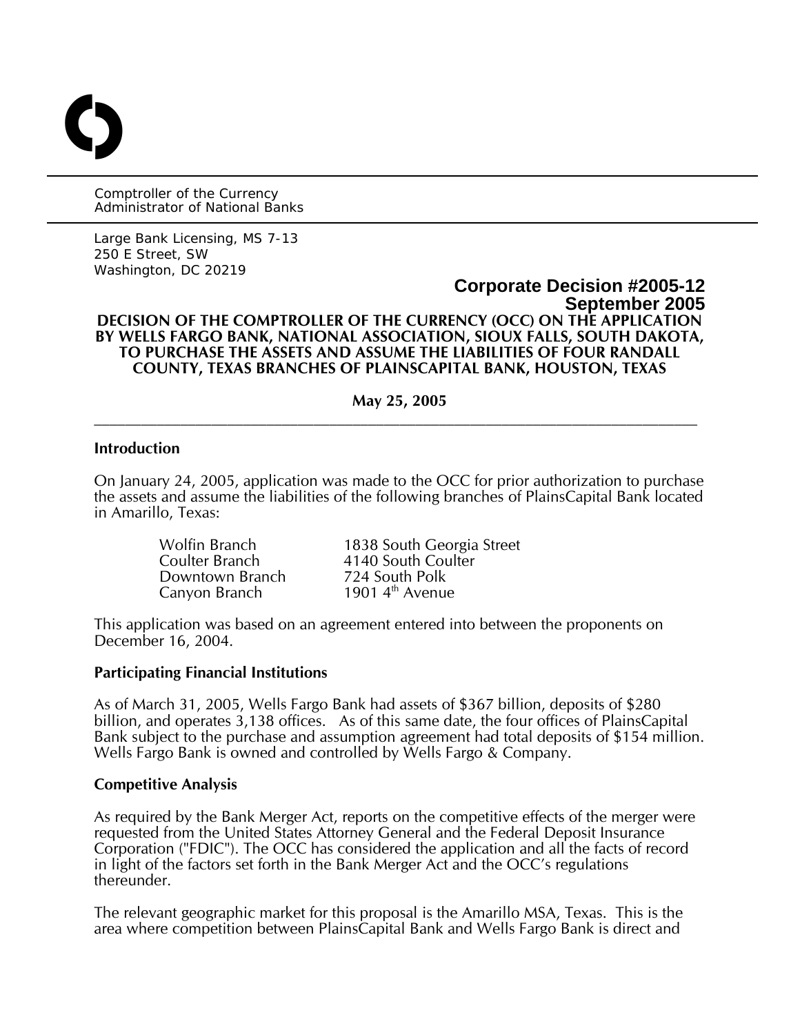Comptroller of the Currency
Administrator of National Banks

Large Bank Licensing, MS 7-13
250 E Street, SW
Washington, DC 20219

**Corporate Decision #2005-12**
**September 2005**

# DECISION OF THE COMPTROLLER OF THE CURRENCY (OCC) ON THE APPLICATION BY WELLS FARGO BANK, NATIONAL ASSOCIATION, SIOUX FALLS, SOUTH DAKOTA, TO PURCHASE THE ASSETS AND ASSUME THE LIABILITIES OF FOUR RANDALL COUNTY, TEXAS BRANCHES OF PLAINSCAPITAL BANK, HOUSTON, TEXAS

**May 25, 2005**

---

## Introduction

On January 24, 2005, application was made to the OCC for prior authorization to purchase the assets and assume the liabilities of the following branches of PlainsCapital Bank located in Amarillo, Texas:

| | |
|---|---|
| Wolfin Branch | 1838 South Georgia Street |
| Coulter Branch | 4140 South Coulter |
| Downtown Branch | 724 South Polk |
| Canyon Branch | 1901 4th Avenue |

This application was based on an agreement entered into between the proponents on December 16, 2004.

## Participating Financial Institutions

As of March 31, 2005, Wells Fargo Bank had assets of $367 billion, deposits of $280 billion, and operates 3,138 offices. As of this same date, the four offices of PlainsCapital Bank subject to the purchase and assumption agreement had total deposits of $154 million. Wells Fargo Bank is owned and controlled by Wells Fargo & Company.

## Competitive Analysis

As required by the Bank Merger Act, reports on the competitive effects of the merger were requested from the United States Attorney General and the Federal Deposit Insurance Corporation ("FDIC"). The OCC has considered the application and all the facts of record in light of the factors set forth in the Bank Merger Act and the OCC's regulations thereunder.

The relevant geographic market for this proposal is the Amarillo MSA, Texas. This is the area where competition between PlainsCapital Bank and Wells Fargo Bank is direct and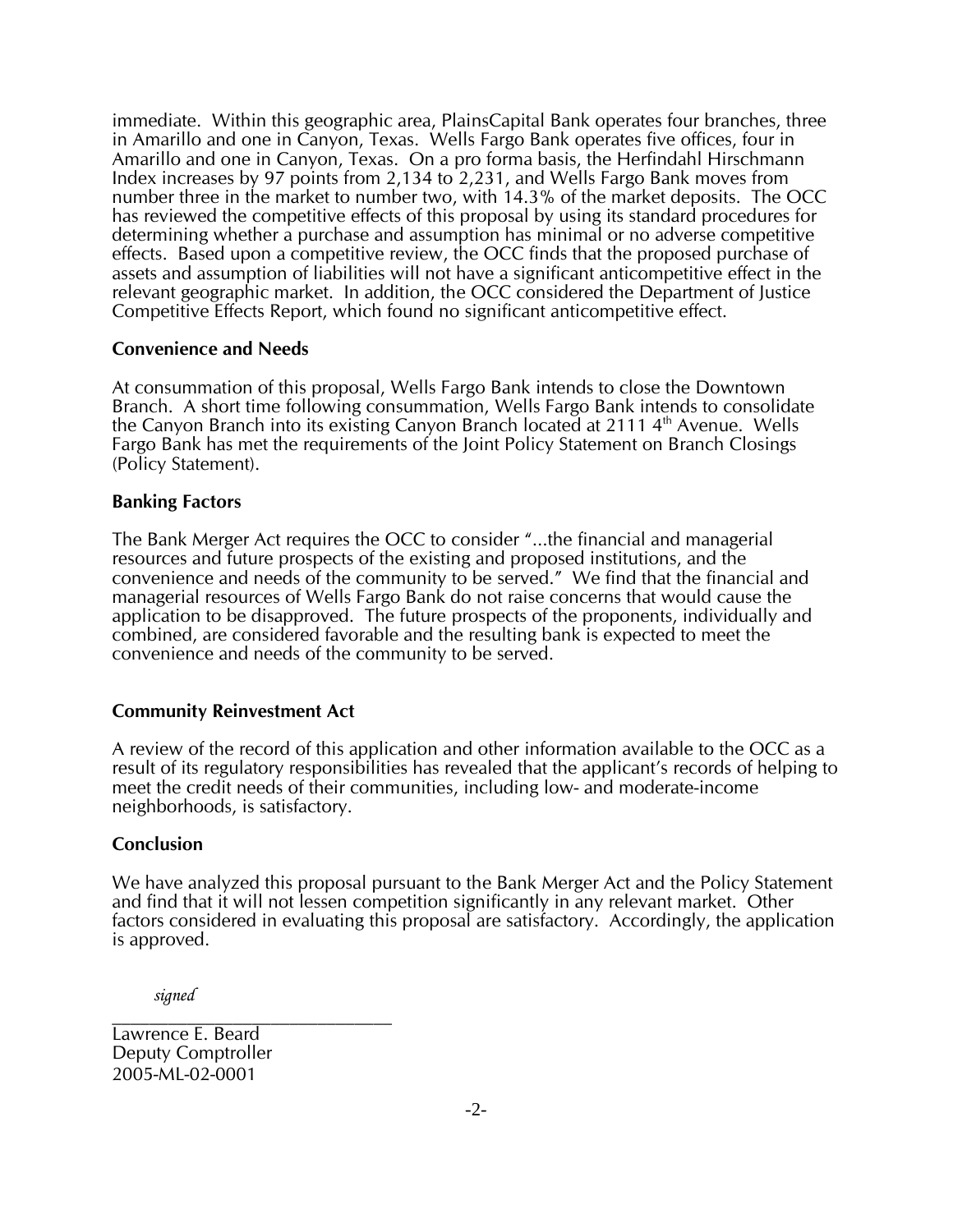immediate. Within this geographic area, PlainsCapital Bank operates four branches, three in Amarillo and one in Canyon, Texas. Wells Fargo Bank operates five offices, four in Amarillo and one in Canyon, Texas. On a pro forma basis, the Herfindahl Hirschmann Index increases by 97 points from 2,134 to 2,231, and Wells Fargo Bank moves from number three in the market to number two, with 14.3% of the market deposits. The OCC has reviewed the competitive effects of this proposal by using its standard procedures for determining whether a purchase and assumption has minimal or no adverse competitive effects. Based upon a competitive review, the OCC finds that the proposed purchase of assets and assumption of liabilities will not have a significant anticompetitive effect in the relevant geographic market. In addition, the OCC considered the Department of Justice Competitive Effects Report, which found no significant anticompetitive effect.

**Convenience and Needs**

At consummation of this proposal, Wells Fargo Bank intends to close the Downtown Branch. A short time following consummation, Wells Fargo Bank intends to consolidate the Canyon Branch into its existing Canyon Branch located at 2111 4th Avenue. Wells Fargo Bank has met the requirements of the Joint Policy Statement on Branch Closings (Policy Statement).

**Banking Factors**

The Bank Merger Act requires the OCC to consider "...the financial and managerial resources and future prospects of the existing and proposed institutions, and the convenience and needs of the community to be served." We find that the financial and managerial resources of Wells Fargo Bank do not raise concerns that would cause the application to be disapproved. The future prospects of the proponents, individually and combined, are considered favorable and the resulting bank is expected to meet the convenience and needs of the community to be served.

**Community Reinvestment Act**

A review of the record of this application and other information available to the OCC as a result of its regulatory responsibilities has revealed that the applicant's records of helping to meet the credit needs of their communities, including low- and moderate-income neighborhoods, is satisfactory.

**Conclusion**

We have analyzed this proposal pursuant to the Bank Merger Act and the Policy Statement and find that it will not lessen competition significantly in any relevant market. Other factors considered in evaluating this proposal are satisfactory. Accordingly, the application is approved.

*signed*

\_\_\_\_\_\_\_\_\_\_\_\_\_\_\_\_\_\_\_\_\_\_\_\_\_\_\_\_\_\_

Lawrence E. Beard
Deputy Comptroller
2005-ML-02-0001